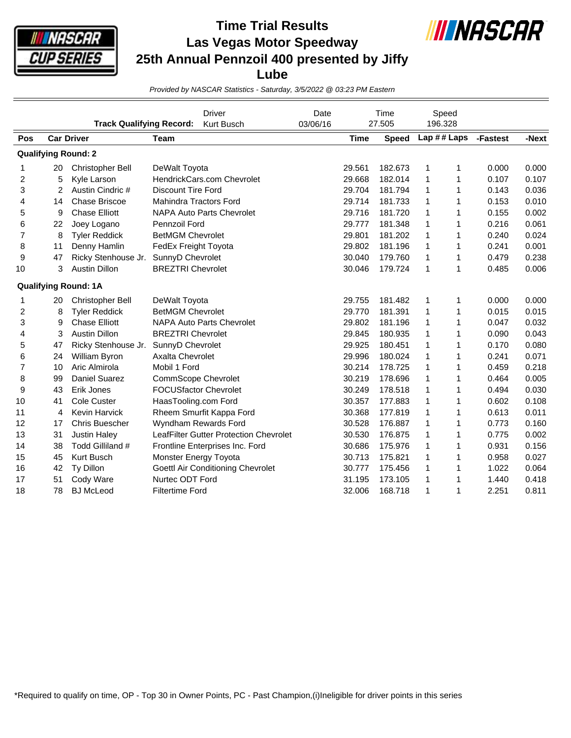# Time Trial Results
# Las Vegas Motor Speedway
# 25th Annual Pennzoil 400 presented by Jiffy Lube

*Provided by NASCAR Statistics - Saturday, 3/5/2022 @ 03:23 PM Eastern*

| | Driver | Date | Time | Speed |
|---|---|---|---|---|
| **Track Qualifying Record:** | Kurt Busch | 03/06/16 | 27.505 | 196.328 |

| Pos | Car | Driver | Team | Time | Speed | Lap # | # Laps | -Fastest | -Next |
|---|---|---|---|---|---|---|---|---|---|
| **Qualifying Round: 2** | | | | | | | | | |
| 1 | 20 | Christopher Bell | DeWalt Toyota | 29.561 | 182.673 | 1 | 1 | 0.000 | 0.000 |
| 2 | 5 | Kyle Larson | HendrickCars.com Chevrolet | 29.668 | 182.014 | 1 | 1 | 0.107 | 0.107 |
| 3 | 2 | Austin Cindric # | Discount Tire Ford | 29.704 | 181.794 | 1 | 1 | 0.143 | 0.036 |
| 4 | 14 | Chase Briscoe | Mahindra Tractors Ford | 29.714 | 181.733 | 1 | 1 | 0.153 | 0.010 |
| 5 | 9 | Chase Elliott | NAPA Auto Parts Chevrolet | 29.716 | 181.720 | 1 | 1 | 0.155 | 0.002 |
| 6 | 22 | Joey Logano | Pennzoil Ford | 29.777 | 181.348 | 1 | 1 | 0.216 | 0.061 |
| 7 | 8 | Tyler Reddick | BetMGM Chevrolet | 29.801 | 181.202 | 1 | 1 | 0.240 | 0.024 |
| 8 | 11 | Denny Hamlin | FedEx Freight Toyota | 29.802 | 181.196 | 1 | 1 | 0.241 | 0.001 |
| 9 | 47 | Ricky Stenhouse Jr. | SunnyD Chevrolet | 30.040 | 179.760 | 1 | 1 | 0.479 | 0.238 |
| 10 | 3 | Austin Dillon | BREZTRI Chevrolet | 30.046 | 179.724 | 1 | 1 | 0.485 | 0.006 |
| **Qualifying Round: 1A** | | | | | | | | | |
| 1 | 20 | Christopher Bell | DeWalt Toyota | 29.755 | 181.482 | 1 | 1 | 0.000 | 0.000 |
| 2 | 8 | Tyler Reddick | BetMGM Chevrolet | 29.770 | 181.391 | 1 | 1 | 0.015 | 0.015 |
| 3 | 9 | Chase Elliott | NAPA Auto Parts Chevrolet | 29.802 | 181.196 | 1 | 1 | 0.047 | 0.032 |
| 4 | 3 | Austin Dillon | BREZTRI Chevrolet | 29.845 | 180.935 | 1 | 1 | 0.090 | 0.043 |
| 5 | 47 | Ricky Stenhouse Jr. | SunnyD Chevrolet | 29.925 | 180.451 | 1 | 1 | 0.170 | 0.080 |
| 6 | 24 | William Byron | Axalta Chevrolet | 29.996 | 180.024 | 1 | 1 | 0.241 | 0.071 |
| 7 | 10 | Aric Almirola | Mobil 1 Ford | 30.214 | 178.725 | 1 | 1 | 0.459 | 0.218 |
| 8 | 99 | Daniel Suarez | CommScope Chevrolet | 30.219 | 178.696 | 1 | 1 | 0.464 | 0.005 |
| 9 | 43 | Erik Jones | FOCUSfactor Chevrolet | 30.249 | 178.518 | 1 | 1 | 0.494 | 0.030 |
| 10 | 41 | Cole Custer | HaasTooling.com Ford | 30.357 | 177.883 | 1 | 1 | 0.602 | 0.108 |
| 11 | 4 | Kevin Harvick | Rheem Smurfit Kappa Ford | 30.368 | 177.819 | 1 | 1 | 0.613 | 0.011 |
| 12 | 17 | Chris Buescher | Wyndham Rewards Ford | 30.528 | 176.887 | 1 | 1 | 0.773 | 0.160 |
| 13 | 31 | Justin Haley | LeafFilter Gutter Protection Chevrolet | 30.530 | 176.875 | 1 | 1 | 0.775 | 0.002 |
| 14 | 38 | Todd Gilliland # | Frontline Enterprises Inc. Ford | 30.686 | 175.976 | 1 | 1 | 0.931 | 0.156 |
| 15 | 45 | Kurt Busch | Monster Energy Toyota | 30.713 | 175.821 | 1 | 1 | 0.958 | 0.027 |
| 16 | 42 | Ty Dillon | Goettl Air Conditioning Chevrolet | 30.777 | 175.456 | 1 | 1 | 1.022 | 0.064 |
| 17 | 51 | Cody Ware | Nurtec ODT Ford | 31.195 | 173.105 | 1 | 1 | 1.440 | 0.418 |
| 18 | 78 | BJ McLeod | Filtertime Ford | 32.006 | 168.718 | 1 | 1 | 2.251 | 0.811 |

*Required to qualify on time, OP - Top 30 in Owner Points, PC - Past Champion,(i)Ineligible for driver points in this series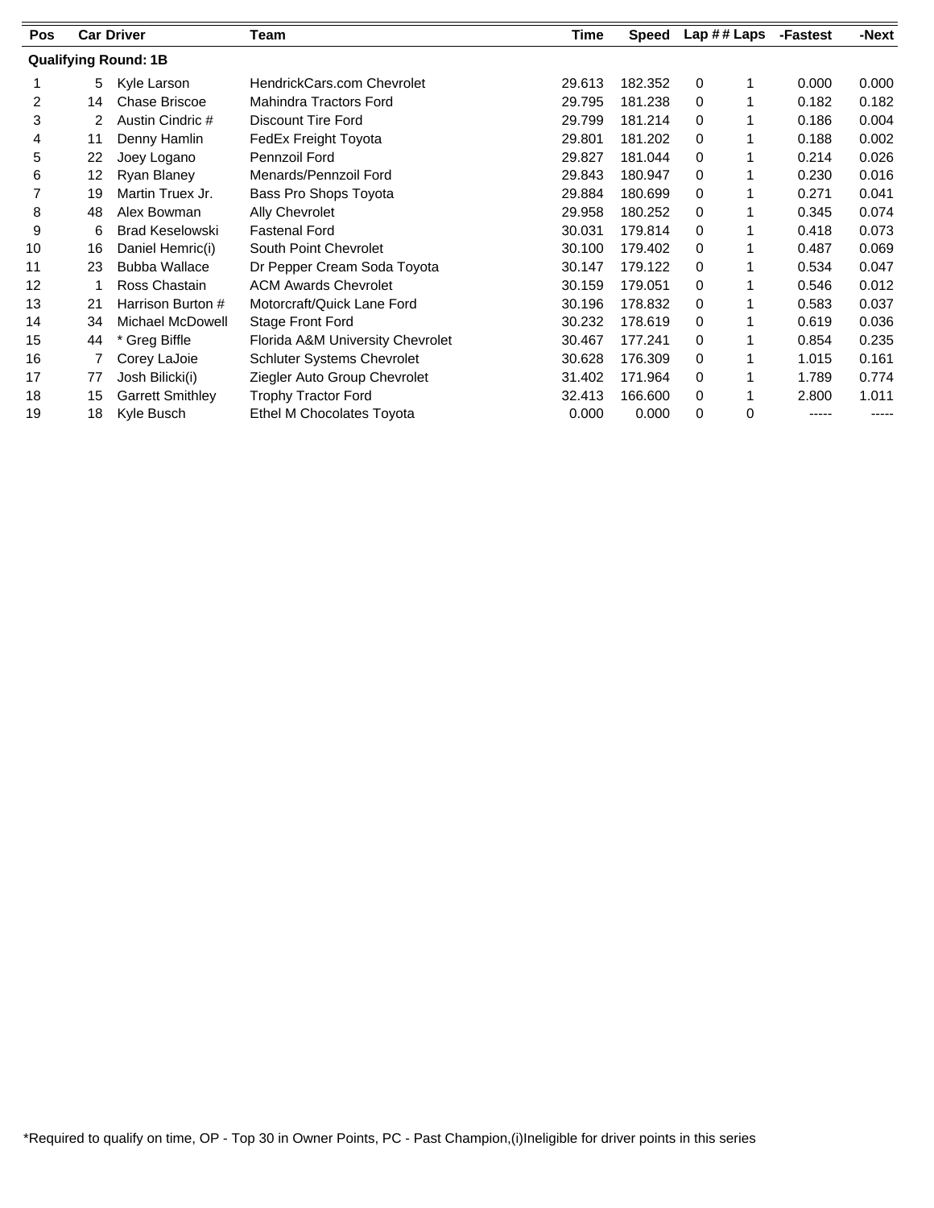| Pos | Car | Driver | Team | Time | Speed | Lap # | # Laps | -Fastest | -Next |
|---|---|---|---|---|---|---|---|---|---|
| **Qualifying Round: 1B** | | | | | | | | | |
| 1 | 5 | Kyle Larson | HendrickCars.com Chevrolet | 29.613 | 182.352 | 0 | 1 | 0.000 | 0.000 |
| 2 | 14 | Chase Briscoe | Mahindra Tractors Ford | 29.795 | 181.238 | 0 | 1 | 0.182 | 0.182 |
| 3 | 2 | Austin Cindric # | Discount Tire Ford | 29.799 | 181.214 | 0 | 1 | 0.186 | 0.004 |
| 4 | 11 | Denny Hamlin | FedEx Freight Toyota | 29.801 | 181.202 | 0 | 1 | 0.188 | 0.002 |
| 5 | 22 | Joey Logano | Pennzoil Ford | 29.827 | 181.044 | 0 | 1 | 0.214 | 0.026 |
| 6 | 12 | Ryan Blaney | Menards/Pennzoil Ford | 29.843 | 180.947 | 0 | 1 | 0.230 | 0.016 |
| 7 | 19 | Martin Truex Jr. | Bass Pro Shops Toyota | 29.884 | 180.699 | 0 | 1 | 0.271 | 0.041 |
| 8 | 48 | Alex Bowman | Ally Chevrolet | 29.958 | 180.252 | 0 | 1 | 0.345 | 0.074 |
| 9 | 6 | Brad Keselowski | Fastenal Ford | 30.031 | 179.814 | 0 | 1 | 0.418 | 0.073 |
| 10 | 16 | Daniel Hemric(i) | South Point Chevrolet | 30.100 | 179.402 | 0 | 1 | 0.487 | 0.069 |
| 11 | 23 | Bubba Wallace | Dr Pepper Cream Soda Toyota | 30.147 | 179.122 | 0 | 1 | 0.534 | 0.047 |
| 12 | 1 | Ross Chastain | ACM Awards Chevrolet | 30.159 | 179.051 | 0 | 1 | 0.546 | 0.012 |
| 13 | 21 | Harrison Burton # | Motorcraft/Quick Lane Ford | 30.196 | 178.832 | 0 | 1 | 0.583 | 0.037 |
| 14 | 34 | Michael McDowell | Stage Front Ford | 30.232 | 178.619 | 0 | 1 | 0.619 | 0.036 |
| 15 | 44 | * Greg Biffle | Florida A&M University Chevrolet | 30.467 | 177.241 | 0 | 1 | 0.854 | 0.235 |
| 16 | 7 | Corey LaJoie | Schluter Systems Chevrolet | 30.628 | 176.309 | 0 | 1 | 1.015 | 0.161 |
| 17 | 77 | Josh Bilicki(i) | Ziegler Auto Group Chevrolet | 31.402 | 171.964 | 0 | 1 | 1.789 | 0.774 |
| 18 | 15 | Garrett Smithley | Trophy Tractor Ford | 32.413 | 166.600 | 0 | 1 | 2.800 | 1.011 |
| 19 | 18 | Kyle Busch | Ethel M Chocolates Toyota | 0.000 | 0.000 | 0 | 0 | ----- | ----- |

*Required to qualify on time, OP - Top 30 in Owner Points, PC - Past Champion,(i)Ineligible for driver points in this series